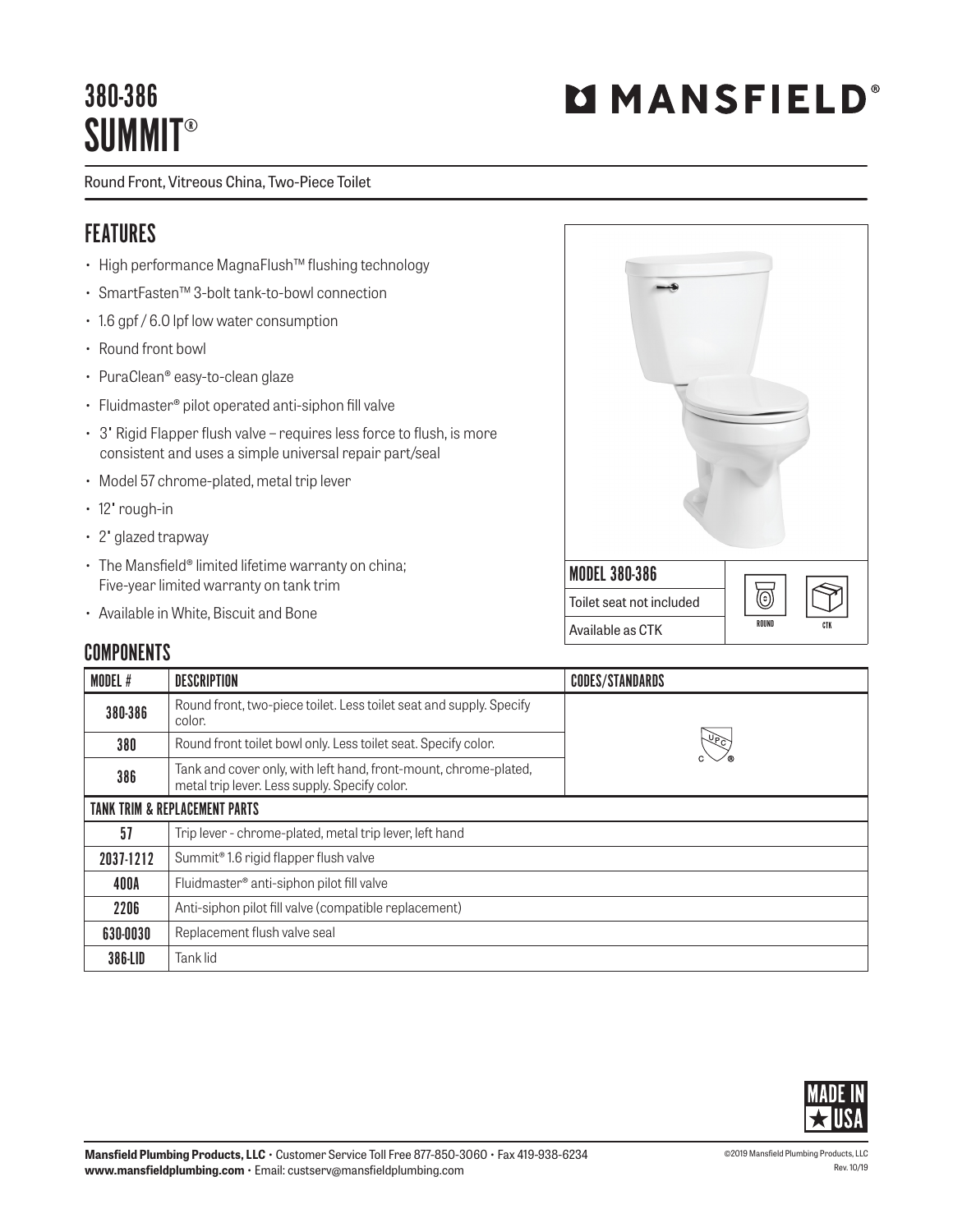# 380-386 SUMMIT®

**MANSFIELD®**

Round Front, Vitreous China, Two-Piece Toilet

## FEATURES

- High performance MagnaFlush™ flushing technology
- SmartFasten™ 3-bolt tank-to-bowl connection
- 1.6 gpf / 6.0 lpf low water consumption
- Round front bowl
- PuraClean® easy-to-clean glaze
- Fluidmaster® pilot operated anti-siphon fill valve
- 3" Rigid Flapper flush valve – requires less force to flush, is more consistent and uses a simple universal repair part/seal
- Model 57 chrome-plated, metal trip lever
- 12" rough-in
- 2" glazed trapway
- The Mansfield® limited lifetime warranty on china; Five-year limited warranty on tank trim
- Available in White, Biscuit and Bone

**MODEL 380-386**

Toilet seat not included

Available as CTK

ROUND | CTK

## COMPONENTS

| MODEL # | DESCRIPTION | CODES/STANDARDS |
|---|---|---|
| 380-386 | Round front, two-piece toilet. Less toilet seat and supply. Specify color. | cUPC® |
| 380 | Round front toilet bowl only. Less toilet seat. Specify color. | |
| 386 | Tank and cover only, with left hand, front-mount, chrome-plated, metal trip lever. Less supply. Specify color. | |
| **TANK TRIM & REPLACEMENT PARTS** | | |
| 57 | Trip lever - chrome-plated, metal trip lever, left hand | |
| 2037-1212 | Summit® 1.6 rigid flapper flush valve | |
| 400A | Fluidmaster® anti-siphon pilot fill valve | |
| 2206 | Anti-siphon pilot fill valve (compatible replacement) | |
| 630-0030 | Replacement flush valve seal | |
| 386-LID | Tank lid | |

MADE IN USA

**Mansfield Plumbing Products, LLC** • Customer Service Toll Free 877-850-3060 • Fax 419-938-6234
**www.mansfieldplumbing.com** • Email: custserv@mansfieldplumbing.com

©2019 Mansfield Plumbing Products, LLC
Rev. 10/19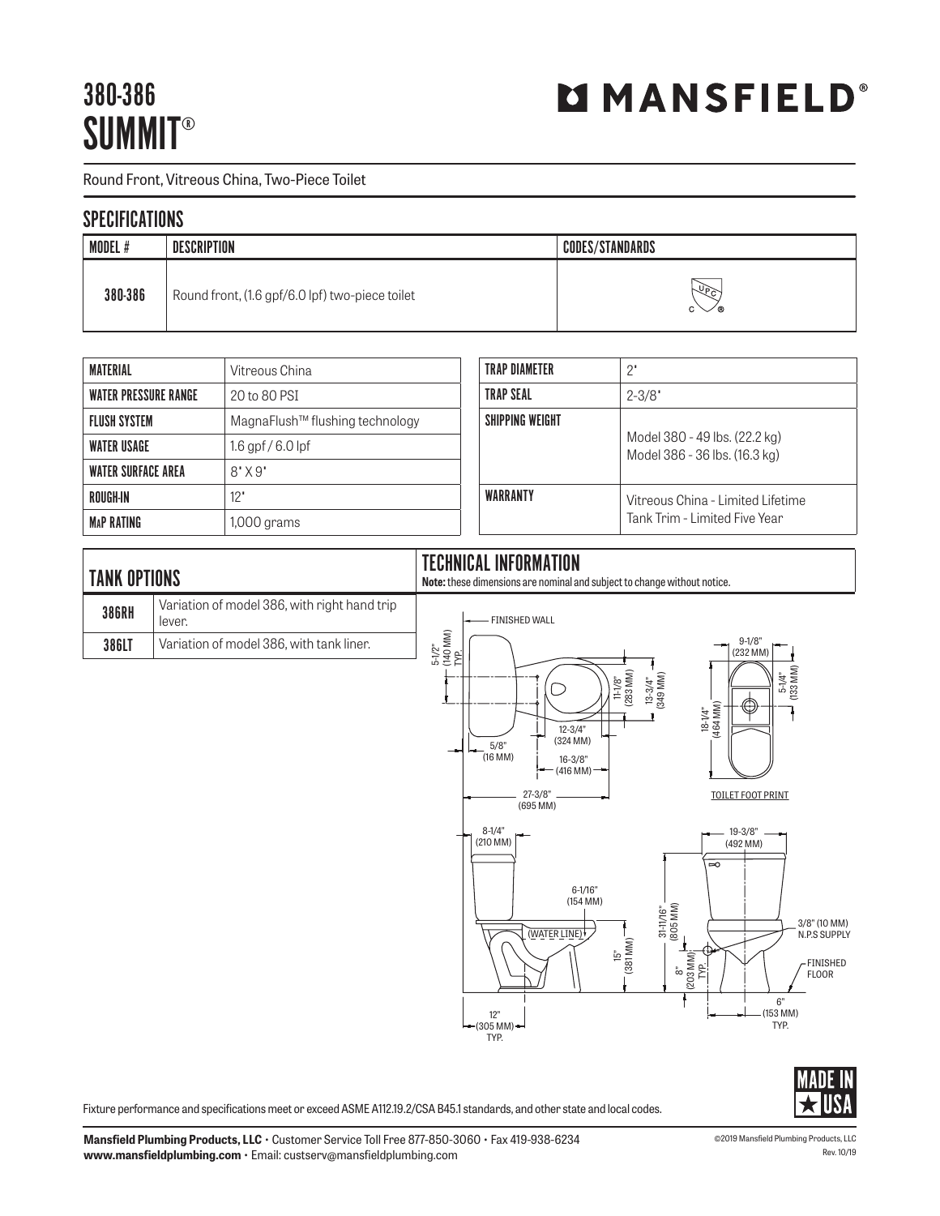# 380-386
# SUMMIT®

MANSFIELD®

Round Front, Vitreous China, Two-Piece Toilet

## SPECIFICATIONS

| MODEL # | DESCRIPTION | CODES/STANDARDS |
|---|---|---|
| 380-386 | Round front, (1.6 gpf/6.0 lpf) two-piece toilet | UPC |

| | |
|---|---|
| MATERIAL | Vitreous China |
| WATER PRESSURE RANGE | 20 to 80 PSI |
| FLUSH SYSTEM | MagnaFlush™ flushing technology |
| WATER USAGE | 1.6 gpf / 6.0 lpf |
| WATER SURFACE AREA | 8" X 9" |
| ROUGH-IN | 12" |
| MaP RATING | 1,000 grams |

| | |
|---|---|
| TRAP DIAMETER | 2" |
| TRAP SEAL | 2-3/8" |
| SHIPPING WEIGHT | Model 380 - 49 lbs. (22.2 kg)<br>Model 386 - 36 lbs. (16.3 kg) |
| WARRANTY | Vitreous China - Limited Lifetime<br>Tank Trim - Limited Five Year |

## TANK OPTIONS

| | |
|---|---|
| 386RH | Variation of model 386, with right hand trip lever. |
| 386LT | Variation of model 386, with tank liner. |

## TECHNICAL INFORMATION

**Note:** these dimensions are nominal and subject to change without notice.

FINISHED WALL
5-1/2" (140 MM) TYP.
11-1/8" (283 MM)
13-3/4" (349 MM)
12-3/4" (324 MM)
5/8" (16 MM)
16-3/8" (416 MM)
27-3/8" (695 MM)
9-1/8" (232 MM)
5-1/4" (133 MM)
18-1/4" (464 MM)
TOILET FOOT PRINT
8-1/4" (210 MM)
6-1/16" (154 MM)
(WATER LINE)
15" (381 MM)
31-11/16" (805 MM)
19-3/8" (492 MM)
3/8" (10 MM) N.P.S SUPPLY
8" (203 MM) TYP.
FINISHED FLOOR
6" (153 MM) TYP.
12" (305 MM) TYP.

MADE IN USA

Fixture performance and specifications meet or exceed ASME A112.19.2/CSA B45.1 standards, and other state and local codes.

**Mansfield Plumbing Products, LLC** · Customer Service Toll Free 877-850-3060 · Fax 419-938-6234
**www.mansfieldplumbing.com** · Email: custserv@mansfieldplumbing.com

©2019 Mansfield Plumbing Products, LLC
Rev. 10/19